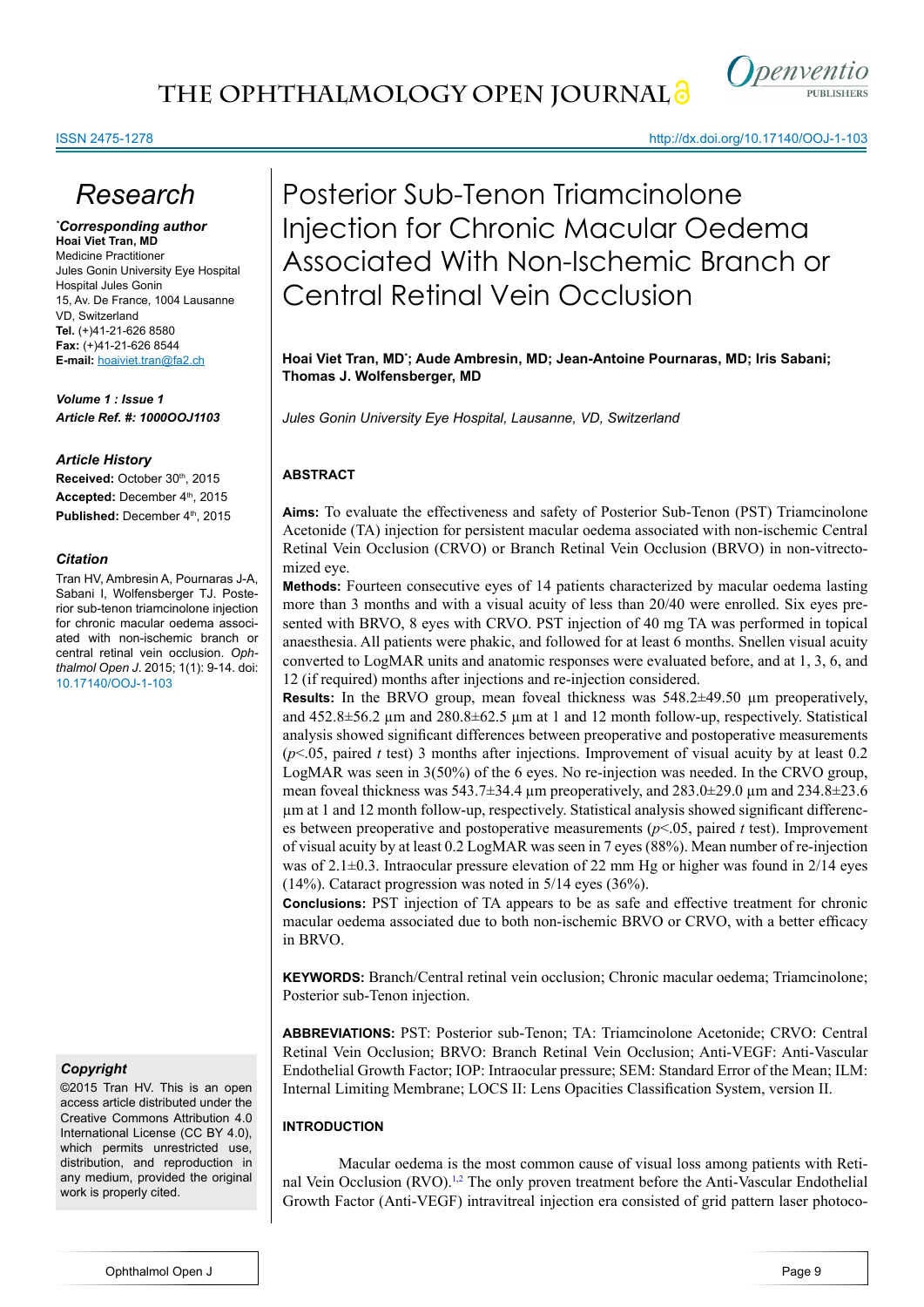# Research

*Corresponding author*
**Hoai Viet Tran, MD**
Medicine Practitioner
Jules Gonin University Eye Hospital
Hospital Jules Gonin
15, Av. De France, 1004 Lausanne
VD, Switzerland
**Tel.** (+)41-21-626 8580
**Fax:** (+)41-21-626 8544
**E-mail:** hoaiviet.tran@fa2.ch

***Volume 1 : Issue 1***
***Article Ref. #: 1000OOJ1103***

### Article History

**Received:** October 30th, 2015
**Accepted:** December 4th, 2015
**Published:** December 4th, 2015

### Citation

Tran HV, Ambresin A, Pournaras J-A, Sabani I, Wolfensberger TJ. Posterior sub-tenon triamcinolone injection for chronic macular oedema associated with non-ischemic branch or central retinal vein occlusion. *Ophthalmol Open J*. 2015; 1(1): 9-14. doi: 10.17140/OOJ-1-103

### Copyright

©2015 Tran HV. This is an open access article distributed under the Creative Commons Attribution 4.0 International License (CC BY 4.0), which permits unrestricted use, distribution, and reproduction in any medium, provided the original work is properly cited.

# Posterior Sub-Tenon Triamcinolone Injection for Chronic Macular Oedema Associated With Non-Ischemic Branch or Central Retinal Vein Occlusion

**Hoai Viet Tran, MD*; Aude Ambresin, MD; Jean-Antoine Pournaras, MD; Iris Sabani; Thomas J. Wolfensberger, MD**

*Jules Gonin University Eye Hospital, Lausanne, VD, Switzerland*

## ABSTRACT

**Aims:** To evaluate the effectiveness and safety of Posterior Sub-Tenon (PST) Triamcinolone Acetonide (TA) injection for persistent macular oedema associated with non-ischemic Central Retinal Vein Occlusion (CRVO) or Branch Retinal Vein Occlusion (BRVO) in non-vitrectomized eye.

**Methods:** Fourteen consecutive eyes of 14 patients characterized by macular oedema lasting more than 3 months and with a visual acuity of less than 20/40 were enrolled. Six eyes presented with BRVO, 8 eyes with CRVO. PST injection of 40 mg TA was performed in topical anaesthesia. All patients were phakic, and followed for at least 6 months. Snellen visual acuity converted to LogMAR units and anatomic responses were evaluated before, and at 1, 3, 6, and 12 (if required) months after injections and re-injection considered.

**Results:** In the BRVO group, mean foveal thickness was 548.2±49.50 µm preoperatively, and 452.8±56.2 µm and 280.8±62.5 µm at 1 and 12 month follow-up, respectively. Statistical analysis showed significant differences between preoperative and postoperative measurements ($p<.05$, paired $t$ test) 3 months after injections. Improvement of visual acuity by at least 0.2 LogMAR was seen in 3(50%) of the 6 eyes. No re-injection was needed. In the CRVO group, mean foveal thickness was 543.7±34.4 µm preoperatively, and 283.0±29.0 µm and 234.8±23.6 µm at 1 and 12 month follow-up, respectively. Statistical analysis showed significant differences between preoperative and postoperative measurements ($p<.05$, paired $t$ test). Improvement of visual acuity by at least 0.2 LogMAR was seen in 7 eyes (88%). Mean number of re-injection was of 2.1±0.3. Intraocular pressure elevation of 22 mm Hg or higher was found in 2/14 eyes (14%). Cataract progression was noted in 5/14 eyes (36%).

**Conclusions:** PST injection of TA appears to be as safe and effective treatment for chronic macular oedema associated due to both non-ischemic BRVO or CRVO, with a better efficacy in BRVO.

**KEYWORDS:** Branch/Central retinal vein occlusion; Chronic macular oedema; Triamcinolone; Posterior sub-Tenon injection.

**ABBREVIATIONS:** PST: Posterior sub-Tenon; TA: Triamcinolone Acetonide; CRVO: Central Retinal Vein Occlusion; BRVO: Branch Retinal Vein Occlusion; Anti-VEGF: Anti-Vascular Endothelial Growth Factor; IOP: Intraocular pressure; SEM: Standard Error of the Mean; ILM: Internal Limiting Membrane; LOCS II: Lens Opacities Classification System, version II.

## INTRODUCTION

Macular oedema is the most common cause of visual loss among patients with Retinal Vein Occlusion (RVO).[1,2] The only proven treatment before the Anti-Vascular Endothelial Growth Factor (Anti-VEGF) intravitreal injection era consisted of grid pattern laser photoco-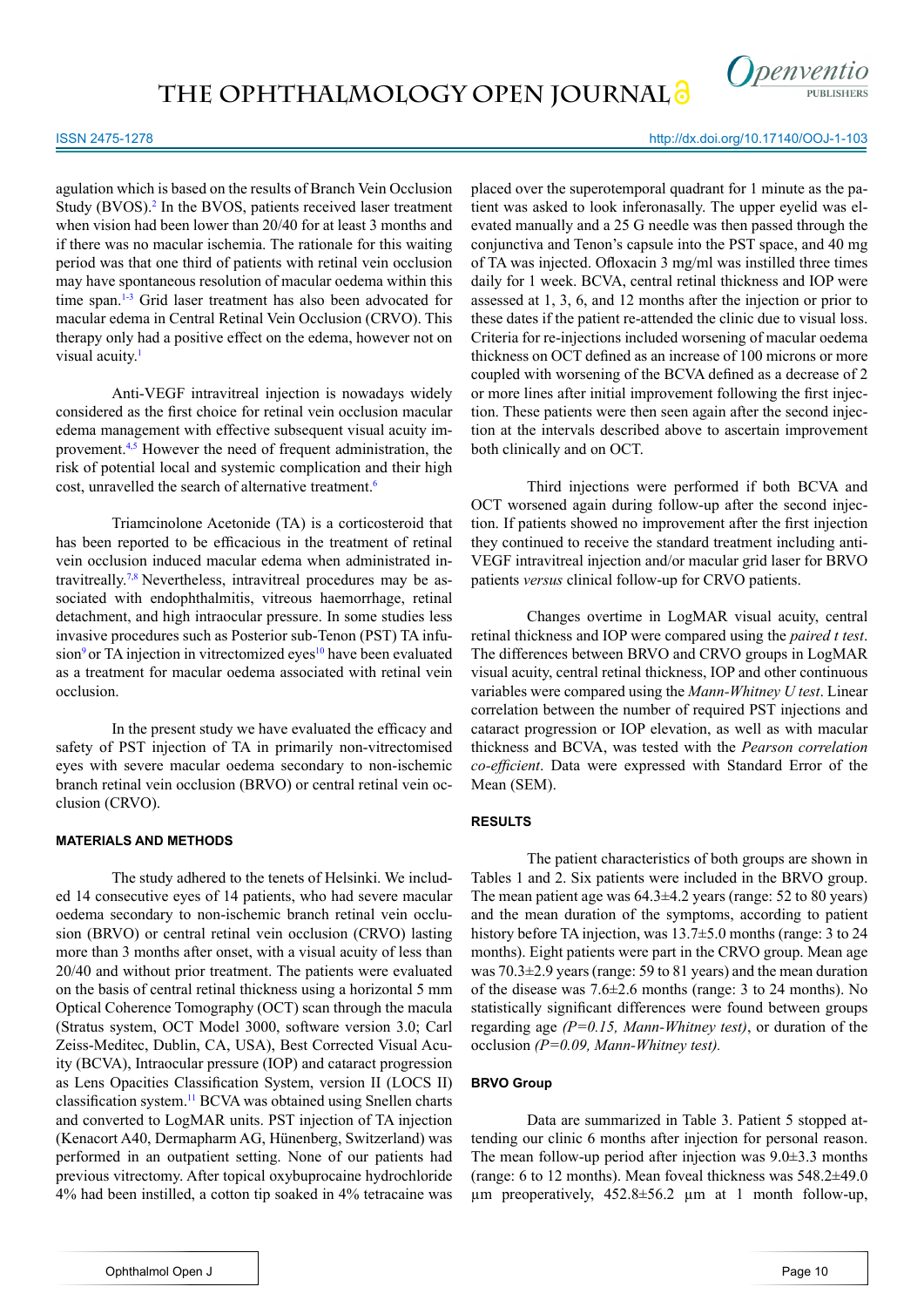agulation which is based on the results of Branch Vein Occlusion Study (BVOS).[2] In the BVOS, patients received laser treatment when vision had been lower than 20/40 for at least 3 months and if there was no macular ischemia. The rationale for this waiting period was that one third of patients with retinal vein occlusion may have spontaneous resolution of macular oedema within this time span.[1-3] Grid laser treatment has also been advocated for macular edema in Central Retinal Vein Occlusion (CRVO). This therapy only had a positive effect on the edema, however not on visual acuity.[1]

Anti-VEGF intravitreal injection is nowadays widely considered as the first choice for retinal vein occlusion macular edema management with effective subsequent visual acuity improvement.[4,5] However the need of frequent administration, the risk of potential local and systemic complication and their high cost, unravelled the search of alternative treatment.[6]

Triamcinolone Acetonide (TA) is a corticosteroid that has been reported to be efficacious in the treatment of retinal vein occlusion induced macular edema when administrated intravitreally.[7,8] Nevertheless, intravitreal procedures may be associated with endophthalmitis, vitreous haemorrhage, retinal detachment, and high intraocular pressure. In some studies less invasive procedures such as Posterior sub-Tenon (PST) TA infusion[9] or TA injection in vitrectomized eyes[10] have been evaluated as a treatment for macular oedema associated with retinal vein occlusion.

In the present study we have evaluated the efficacy and safety of PST injection of TA in primarily non-vitrectomised eyes with severe macular oedema secondary to non-ischemic branch retinal vein occlusion (BRVO) or central retinal vein occlusion (CRVO).

## MATERIALS AND METHODS

The study adhered to the tenets of Helsinki. We included 14 consecutive eyes of 14 patients, who had severe macular oedema secondary to non-ischemic branch retinal vein occlusion (BRVO) or central retinal vein occlusion (CRVO) lasting more than 3 months after onset, with a visual acuity of less than 20/40 and without prior treatment. The patients were evaluated on the basis of central retinal thickness using a horizontal 5 mm Optical Coherence Tomography (OCT) scan through the macula (Stratus system, OCT Model 3000, software version 3.0; Carl Zeiss-Meditec, Dublin, CA, USA), Best Corrected Visual Acuity (BCVA), Intraocular pressure (IOP) and cataract progression as Lens Opacities Classification System, version II (LOCS II) classification system.[11] BCVA was obtained using Snellen charts and converted to LogMAR units. PST injection of TA injection (Kenacort A40, Dermapharm AG, Hünenberg, Switzerland) was performed in an outpatient setting. None of our patients had previous vitrectomy. After topical oxybuprocaine hydrochloride 4% had been instilled, a cotton tip soaked in 4% tetracaine was placed over the superotemporal quadrant for 1 minute as the patient was asked to look inferonasally. The upper eyelid was elevated manually and a 25 G needle was then passed through the conjunctiva and Tenon's capsule into the PST space, and 40 mg of TA was injected. Ofloxacin 3 mg/ml was instilled three times daily for 1 week. BCVA, central retinal thickness and IOP were assessed at 1, 3, 6, and 12 months after the injection or prior to these dates if the patient re-attended the clinic due to visual loss. Criteria for re-injections included worsening of macular oedema thickness on OCT defined as an increase of 100 microns or more coupled with worsening of the BCVA defined as a decrease of 2 or more lines after initial improvement following the first injection. These patients were then seen again after the second injection at the intervals described above to ascertain improvement both clinically and on OCT.

Third injections were performed if both BCVA and OCT worsened again during follow-up after the second injection. If patients showed no improvement after the first injection they continued to receive the standard treatment including anti-VEGF intravitreal injection and/or macular grid laser for BRVO patients *versus* clinical follow-up for CRVO patients.

Changes overtime in LogMAR visual acuity, central retinal thickness and IOP were compared using the *paired t test*. The differences between BRVO and CRVO groups in LogMAR visual acuity, central retinal thickness, IOP and other continuous variables were compared using the *Mann-Whitney U test*. Linear correlation between the number of required PST injections and cataract progression or IOP elevation, as well as with macular thickness and BCVA, was tested with the *Pearson correlation co-efficient*. Data were expressed with Standard Error of the Mean (SEM).

## RESULTS

The patient characteristics of both groups are shown in Tables 1 and 2. Six patients were included in the BRVO group. The mean patient age was 64.3±4.2 years (range: 52 to 80 years) and the mean duration of the symptoms, according to patient history before TA injection, was 13.7±5.0 months (range: 3 to 24 months). Eight patients were part in the CRVO group. Mean age was 70.3±2.9 years (range: 59 to 81 years) and the mean duration of the disease was 7.6±2.6 months (range: 3 to 24 months). No statistically significant differences were found between groups regarding age *($P$=0.15, Mann-Whitney test)*, or duration of the occlusion *($P$=0.09, Mann-Whitney test)*.

### BRVO Group

Data are summarized in Table 3. Patient 5 stopped attending our clinic 6 months after injection for personal reason. The mean follow-up period after injection was 9.0±3.3 months (range: 6 to 12 months). Mean foveal thickness was 548.2±49.0 µm preoperatively, 452.8±56.2 µm at 1 month follow-up,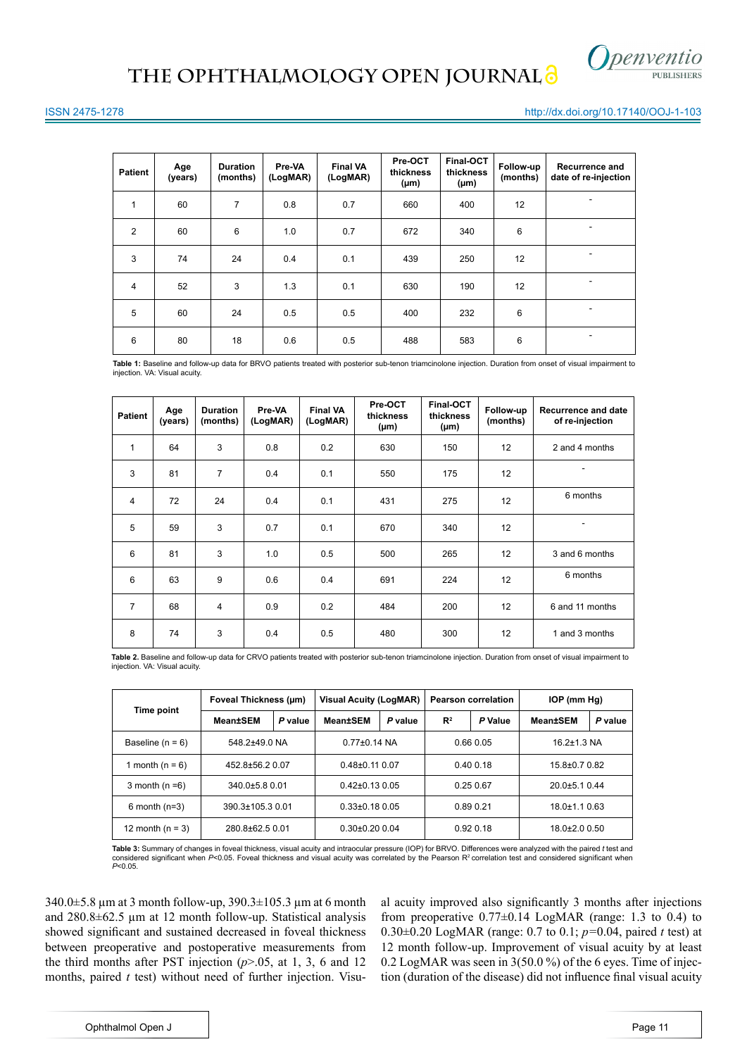| Patient | Age (years) | Duration (months) | Pre-VA (LogMAR) | Final VA (LogMAR) | Pre-OCT thickness (µm) | Final-OCT thickness (µm) | Follow-up (months) | Recurrence and date of re-injection |
|---|---|---|---|---|---|---|---|---|
| 1 | 60 | 7 | 0.8 | 0.7 | 660 | 400 | 12 | - |
| 2 | 60 | 6 | 1.0 | 0.7 | 672 | 340 | 6 | - |
| 3 | 74 | 24 | 0.4 | 0.1 | 439 | 250 | 12 | - |
| 4 | 52 | 3 | 1.3 | 0.1 | 630 | 190 | 12 | - |
| 5 | 60 | 24 | 0.5 | 0.5 | 400 | 232 | 6 | - |
| 6 | 80 | 18 | 0.6 | 0.5 | 488 | 583 | 6 | - |

**Table 1:** Baseline and follow-up data for BRVO patients treated with posterior sub-tenon triamcinolone injection. Duration from onset of visual impairment to injection. VA: Visual acuity.

| Patient | Age (years) | Duration (months) | Pre-VA (LogMAR) | Final VA (LogMAR) | Pre-OCT thickness (µm) | Final-OCT thickness (µm) | Follow-up (months) | Recurrence and date of re-injection |
|---|---|---|---|---|---|---|---|---|
| 1 | 64 | 3 | 0.8 | 0.2 | 630 | 150 | 12 | 2 and 4 months |
| 3 | 81 | 7 | 0.4 | 0.1 | 550 | 175 | 12 | - |
| 4 | 72 | 24 | 0.4 | 0.1 | 431 | 275 | 12 | 6 months |
| 5 | 59 | 3 | 0.7 | 0.1 | 670 | 340 | 12 | - |
| 6 | 81 | 3 | 1.0 | 0.5 | 500 | 265 | 12 | 3 and 6 months |
| 6 | 63 | 9 | 0.6 | 0.4 | 691 | 224 | 12 | 6 months |
| 7 | 68 | 4 | 0.9 | 0.2 | 484 | 200 | 12 | 6 and 11 months |
| 8 | 74 | 3 | 0.4 | 0.5 | 480 | 300 | 12 | 1 and 3 months |

**Table 2.** Baseline and follow-up data for CRVO patients treated with posterior sub-tenon triamcinolone injection. Duration from onset of visual impairment to injection. VA: Visual acuity.

| Time point | Foveal Thickness (µm) | | Visual Acuity (LogMAR) | | Pearson correlation | | IOP (mm Hg) | |
|---|---|---|---|---|---|---|---|---|
| | Mean±SEM | *P* value | Mean±SEM | *P* value | $R^2$ | *P* Value | Mean±SEM | *P* value |
| Baseline (n = 6) | 548.2±49.0 | NA | 0.77±0.14 | NA | 0.66 | 0.05 | 16.2±1.3 | NA |
| 1 month (n = 6) | 452.8±56.2 | 0.07 | 0.48±0.11 | 0.07 | 0.40 | 0.18 | 15.8±0.7 | 0.82 |
| 3 month (n =6) | 340.0±5.8 | 0.01 | 0.42±0.13 | 0.05 | 0.25 | 0.67 | 20.0±5.1 | 0.44 |
| 6 month (n=3) | 390.3±105.3 | 0.01 | 0.33±0.18 | 0.05 | 0.89 | 0.21 | 18.0±1.1 | 0.63 |
| 12 month (n = 3) | 280.8±62.5 | 0.01 | 0.30±0.20 | 0.04 | 0.92 | 0.18 | 18.0±2.0 | 0.50 |

**Table 3:** Summary of changes in foveal thickness, visual acuity and intraocular pressure (IOP) for BRVO. Differences were analyzed with the paired *t* test and considered significant when $P<0.05$. Foveal thickness and visual acuity was correlated by the Pearson $R^2$ correlation test and considered significant when $P<0.05$.

340.0±5.8 µm at 3 month follow-up, 390.3±105.3 µm at 6 month and 280.8±62.5 µm at 12 month follow-up. Statistical analysis showed significant and sustained decreased in foveal thickness between preoperative and postoperative measurements from the third months after PST injection ($p>.05$, at 1, 3, 6 and 12 months, paired *t* test) without need of further injection. Visual acuity improved also significantly 3 months after injections from preoperative 0.77±0.14 LogMAR (range: 1.3 to 0.4) to 0.30±0.20 LogMAR (range: 0.7 to 0.1; $p=0.04$, paired *t* test) at 12 month follow-up. Improvement of visual acuity by at least 0.2 LogMAR was seen in 3(50.0 %) of the 6 eyes. Time of injection (duration of the disease) did not influence final visual acuity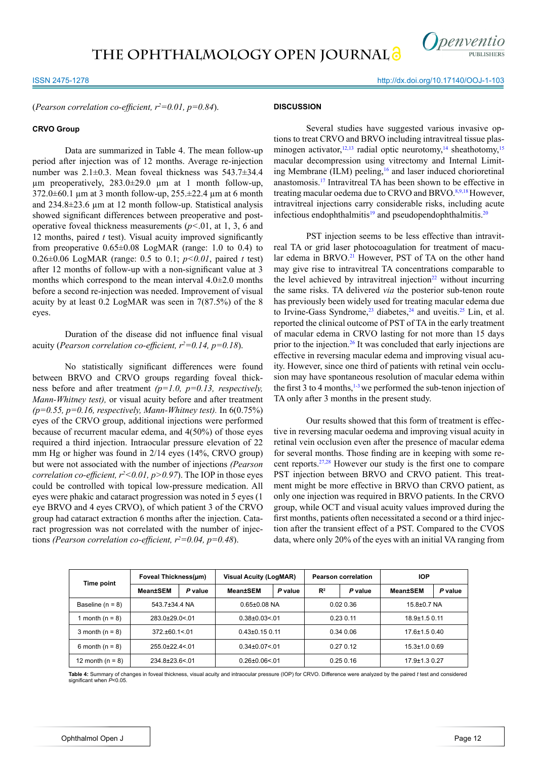(*Pearson correlation co-efficient, $r^2=0.01$, $p=0.84$*).

**CRVO Group**

Data are summarized in Table 4. The mean follow-up period after injection was of 12 months. Average re-injection number was 2.1±0.3. Mean foveal thickness was 543.7±34.4 µm preoperatively, 283.0±29.0 µm at 1 month follow-up, 372.0±60.1 µm at 3 month follow-up, 255.±22.4 µm at 6 month and 234.8±23.6 µm at 12 month follow-up. Statistical analysis showed significant differences between preoperative and postoperative foveal thickness measurements ($p<.01$, at 1, 3, 6 and 12 months, paired *t* test). Visual acuity improved significantly from preoperative 0.65±0.08 LogMAR (range: 1.0 to 0.4) to 0.26±0.06 LogMAR (range: 0.5 to 0.1; $p<0.01$, paired *t* test) after 12 months of follow-up with a non-significant value at 3 months which correspond to the mean interval 4.0±2.0 months before a second re-injection was needed. Improvement of visual acuity by at least 0.2 LogMAR was seen in 7(87.5%) of the 8 eyes.

Duration of the disease did not influence final visual acuity (*Pearson correlation co-efficient, $r^2=0.14$, $p=0.18$*).

No statistically significant differences were found between BRVO and CRVO groups regarding foveal thickness before and after treatment *($p=1.0$, $p=0.13$, respectively, Mann-Whitney test)*, or visual acuity before and after treatment *($p=0.55$, $p=0.16$, respectively, Mann-Whitney test)*. In 6(0.75%) eyes of the CRVO group, additional injections were performed because of recurrent macular edema, and 4(50%) of those eyes required a third injection. Intraocular pressure elevation of 22 mm Hg or higher was found in 2/14 eyes (14%, CRVO group) but were not associated with the number of injections *(Pearson correlation co-efficient, $r^2<0.01$, $p>0.97$)*. The IOP in those eyes could be controlled with topical low-pressure medication. All eyes were phakic and cataract progression was noted in 5 eyes (1 eye BRVO and 4 eyes CRVO), of which patient 3 of the CRVO group had cataract extraction 6 months after the injection. Cataract progression was not correlated with the number of injections *(Pearson correlation co-efficient, $r^2=0.04$, $p=0.48$)*.

## DISCUSSION

Several studies have suggested various invasive options to treat CRVO and BRVO including intravitreal tissue plasminogen activator,[12,13] radial optic neurotomy,[14] sheathotomy,[15] macular decompression using vitrectomy and Internal Limiting Membrane (ILM) peeling,[16] and laser induced chorioretinal anastomosis.[17] Intravitreal TA has been shown to be effective in treating macular oedema due to CRVO and BRVO.[8,9,18] However, intravitreal injections carry considerable risks, including acute infectious endophthalmitis[19] and pseudopendophthalmitis.[20]

PST injection seems to be less effective than intravitreal TA or grid laser photocoagulation for treatment of macular edema in BRVO.[21] However, PST of TA on the other hand may give rise to intravitreal TA concentrations comparable to the level achieved by intravitreal injection[22] without incurring the same risks. TA delivered *via* the posterior sub-tenon route has previously been widely used for treating macular edema due to Irvine-Gass Syndrome,[23] diabetes,[24] and uveitis.[25] Lin, et al. reported the clinical outcome of PST of TA in the early treatment of macular edema in CRVO lasting for not more than 15 days prior to the injection.[26] It was concluded that early injections are effective in reversing macular edema and improving visual acuity. However, since one third of patients with retinal vein occlusion may have spontaneous resolution of macular edema within the first 3 to 4 months,[1-3] we performed the sub-tenon injection of TA only after 3 months in the present study.

Our results showed that this form of treatment is effective in reversing macular oedema and improving visual acuity in retinal vein occlusion even after the presence of macular edema for several months. Those finding are in keeping with some recent reports.[27,28] However our study is the first one to compare PST injection between BRVO and CRVO patient. This treatment might be more effective in BRVO than CRVO patient, as only one injection was required in BRVO patients. In the CRVO group, while OCT and visual acuity values improved during the first months, patients often necessitated a second or a third injection after the transient effect of a PST. Compared to the CVOS data, where only 20% of the eyes with an initial VA ranging from

| Time point | Foveal Thickness(µm) | | Visual Acuity (LogMAR) | | Pearson correlation | | IOP | |
|---|---|---|---|---|---|---|---|---|
| | Mean±SEM | *P* value | Mean±SEM | *P* value | $R^2$ | *P* value | Mean±SEM | *P* value |
| Baseline (n = 8) | 543.7±34.4 | NA | 0.65±0.08 | NA | 0.02 | 0.36 | 15.8±0.7 | NA |
| 1 month (n = 8) | 283.0±29.0 | <.01 | 0.38±0.03 | <.01 | 0.23 | 0.11 | 18.9±1.5 | 0.11 |
| 3 month (n = 8) | 372.±60.1 | <.01 | 0.43±0.15 | 0.11 | 0.34 | 0.06 | 17.6±1.5 | 0.40 |
| 6 month (n = 8) | 255.0±22.4 | <.01 | 0.34±0.07 | <.01 | 0.27 | 0.12 | 15.3±1.0 | 0.69 |
| 12 month (n = 8) | 234.8±23.6 | <.01 | 0.26±0.06 | <.01 | 0.25 | 0.16 | 17.9±1.3 | 0.27 |

**Table 4:** Summary of changes in foveal thickness, visual acuity and intraocular pressure (IOP) for CRVO. Difference were analyzed by the paired *t* test and considered significant when $P<0.05$.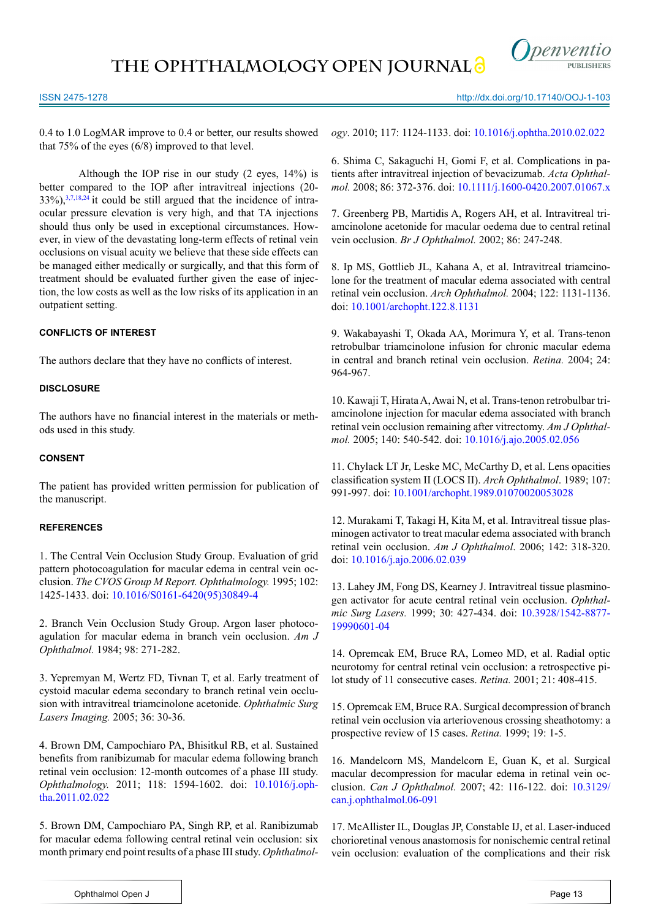0.4 to 1.0 LogMAR improve to 0.4 or better, our results showed that 75% of the eyes (6/8) improved to that level.

Although the IOP rise in our study (2 eyes, 14%) is better compared to the IOP after intravitreal injections (20-33%),[3,7,18,24] it could be still argued that the incidence of intraocular pressure elevation is very high, and that TA injections should thus only be used in exceptional circumstances. However, in view of the devastating long-term effects of retinal vein occlusions on visual acuity we believe that these side effects can be managed either medically or surgically, and that this form of treatment should be evaluated further given the ease of injection, the low costs as well as the low risks of its application in an outpatient setting.

## CONFLICTS OF INTEREST

The authors declare that they have no conflicts of interest.

## DISCLOSURE

The authors have no financial interest in the materials or methods used in this study.

## CONSENT

The patient has provided written permission for publication of the manuscript.

## REFERENCES

1. The Central Vein Occlusion Study Group. Evaluation of grid pattern photocoagulation for macular edema in central vein occlusion. *The CVOS Group M Report. Ophthalmology.* 1995; 102: 1425-1433. doi: 10.1016/S0161-6420(95)30849-4

2. Branch Vein Occlusion Study Group. Argon laser photocoagulation for macular edema in branch vein occlusion. *Am J Ophthalmol.* 1984; 98: 271-282.

3. Yepremyan M, Wertz FD, Tivnan T, et al. Early treatment of cystoid macular edema secondary to branch retinal vein occlusion with intravitreal triamcinolone acetonide. *Ophthalmic Surg Lasers Imaging.* 2005; 36: 30-36.

4. Brown DM, Campochiaro PA, Bhisitkul RB, et al. Sustained benefits from ranibizumab for macular edema following branch retinal vein occlusion: 12-month outcomes of a phase III study. *Ophthalmology.* 2011; 118: 1594-1602. doi: 10.1016/j.ophtha.2011.02.022

5. Brown DM, Campochiaro PA, Singh RP, et al. Ranibizumab for macular edema following central retinal vein occlusion: six month primary end point results of a phase III study. *Ophthalmology*. 2010; 117: 1124-1133. doi: 10.1016/j.ophtha.2010.02.022

6. Shima C, Sakaguchi H, Gomi F, et al. Complications in patients after intravitreal injection of bevacizumab. *Acta Ophthalmol.* 2008; 86: 372-376. doi: 10.1111/j.1600-0420.2007.01067.x

7. Greenberg PB, Martidis A, Rogers AH, et al. Intravitreal triamcinolone acetonide for macular oedema due to central retinal vein occlusion. *Br J Ophthalmol.* 2002; 86: 247-248.

8. Ip MS, Gottlieb JL, Kahana A, et al. Intravitreal triamcinolone for the treatment of macular edema associated with central retinal vein occlusion. *Arch Ophthalmol.* 2004; 122: 1131-1136. doi: 10.1001/archopht.122.8.1131

9. Wakabayashi T, Okada AA, Morimura Y, et al. Trans-tenon retrobulbar triamcinolone infusion for chronic macular edema in central and branch retinal vein occlusion. *Retina.* 2004; 24: 964-967.

10. Kawaji T, Hirata A, Awai N, et al. Trans-tenon retrobulbar triamcinolone injection for macular edema associated with branch retinal vein occlusion remaining after vitrectomy. *Am J Ophthalmol.* 2005; 140: 540-542. doi: 10.1016/j.ajo.2005.02.056

11. Chylack LT Jr, Leske MC, McCarthy D, et al. Lens opacities classification system II (LOCS II). *Arch Ophthalmol*. 1989; 107: 991-997. doi: 10.1001/archopht.1989.01070020053028

12. Murakami T, Takagi H, Kita M, et al. Intravitreal tissue plasminogen activator to treat macular edema associated with branch retinal vein occlusion. *Am J Ophthalmol*. 2006; 142: 318-320. doi: 10.1016/j.ajo.2006.02.039

13. Lahey JM, Fong DS, Kearney J. Intravitreal tissue plasminogen activator for acute central retinal vein occlusion. *Ophthalmic Surg Lasers.* 1999; 30: 427-434. doi: 10.3928/1542-8877-19990601-04

14. Opremcak EM, Bruce RA, Lomeo MD, et al. Radial optic neurotomy for central retinal vein occlusion: a retrospective pilot study of 11 consecutive cases. *Retina.* 2001; 21: 408-415.

15. Opremcak EM, Bruce RA. Surgical decompression of branch retinal vein occlusion via arteriovenous crossing sheathotomy: a prospective review of 15 cases. *Retina.* 1999; 19: 1-5.

16. Mandelcorn MS, Mandelcorn E, Guan K, et al. Surgical macular decompression for macular edema in retinal vein occlusion. *Can J Ophthalmol.* 2007; 42: 116-122. doi: 10.3129/can.j.ophthalmol.06-091

17. McAllister IL, Douglas JP, Constable IJ, et al. Laser-induced chorioretinal venous anastomosis for nonischemic central retinal vein occlusion: evaluation of the complications and their risk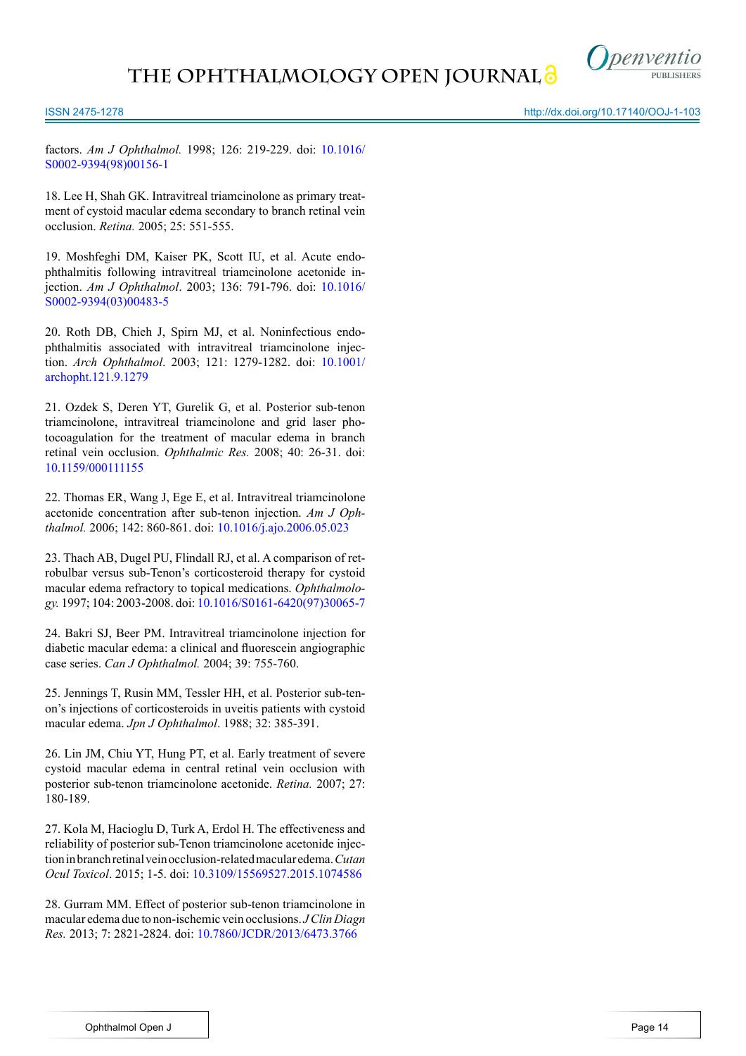factors. *Am J Ophthalmol.* 1998; 126: 219-229. doi: 10.1016/S0002-9394(98)00156-1

18. Lee H, Shah GK. Intravitreal triamcinolone as primary treatment of cystoid macular edema secondary to branch retinal vein occlusion. *Retina.* 2005; 25: 551-555.

19. Moshfeghi DM, Kaiser PK, Scott IU, et al. Acute endophthalmitis following intravitreal triamcinolone acetonide injection. *Am J Ophthalmol*. 2003; 136: 791-796. doi: 10.1016/S0002-9394(03)00483-5

20. Roth DB, Chieh J, Spirn MJ, et al. Noninfectious endophthalmitis associated with intravitreal triamcinolone injection. *Arch Ophthalmol*. 2003; 121: 1279-1282. doi: 10.1001/archopht.121.9.1279

21. Ozdek S, Deren YT, Gurelik G, et al. Posterior sub-tenon triamcinolone, intravitreal triamcinolone and grid laser photocoagulation for the treatment of macular edema in branch retinal vein occlusion. *Ophthalmic Res.* 2008; 40: 26-31. doi: 10.1159/000111155

22. Thomas ER, Wang J, Ege E, et al. Intravitreal triamcinolone acetonide concentration after sub-tenon injection. *Am J Ophthalmol.* 2006; 142: 860-861. doi: 10.1016/j.ajo.2006.05.023

23. Thach AB, Dugel PU, Flindall RJ, et al. A comparison of retrobulbar versus sub-Tenon's corticosteroid therapy for cystoid macular edema refractory to topical medications. *Ophthalmology.* 1997; 104: 2003-2008. doi: 10.1016/S0161-6420(97)30065-7

24. Bakri SJ, Beer PM. Intravitreal triamcinolone injection for diabetic macular edema: a clinical and fluorescein angiographic case series. *Can J Ophthalmol.* 2004; 39: 755-760.

25. Jennings T, Rusin MM, Tessler HH, et al. Posterior sub-tenon's injections of corticosteroids in uveitis patients with cystoid macular edema. *Jpn J Ophthalmol*. 1988; 32: 385-391.

26. Lin JM, Chiu YT, Hung PT, et al. Early treatment of severe cystoid macular edema in central retinal vein occlusion with posterior sub-tenon triamcinolone acetonide. *Retina.* 2007; 27: 180-189.

27. Kola M, Hacioglu D, Turk A, Erdol H. The effectiveness and reliability of posterior sub-Tenon triamcinolone acetonide injection in branch retinal vein occlusion-related macular edema. *Cutan Ocul Toxicol*. 2015; 1-5. doi: 10.3109/15569527.2015.1074586

28. Gurram MM. Effect of posterior sub-tenon triamcinolone in macular edema due to non-ischemic vein occlusions. *J Clin Diagn Res.* 2013; 7: 2821-2824. doi: 10.7860/JCDR/2013/6473.3766